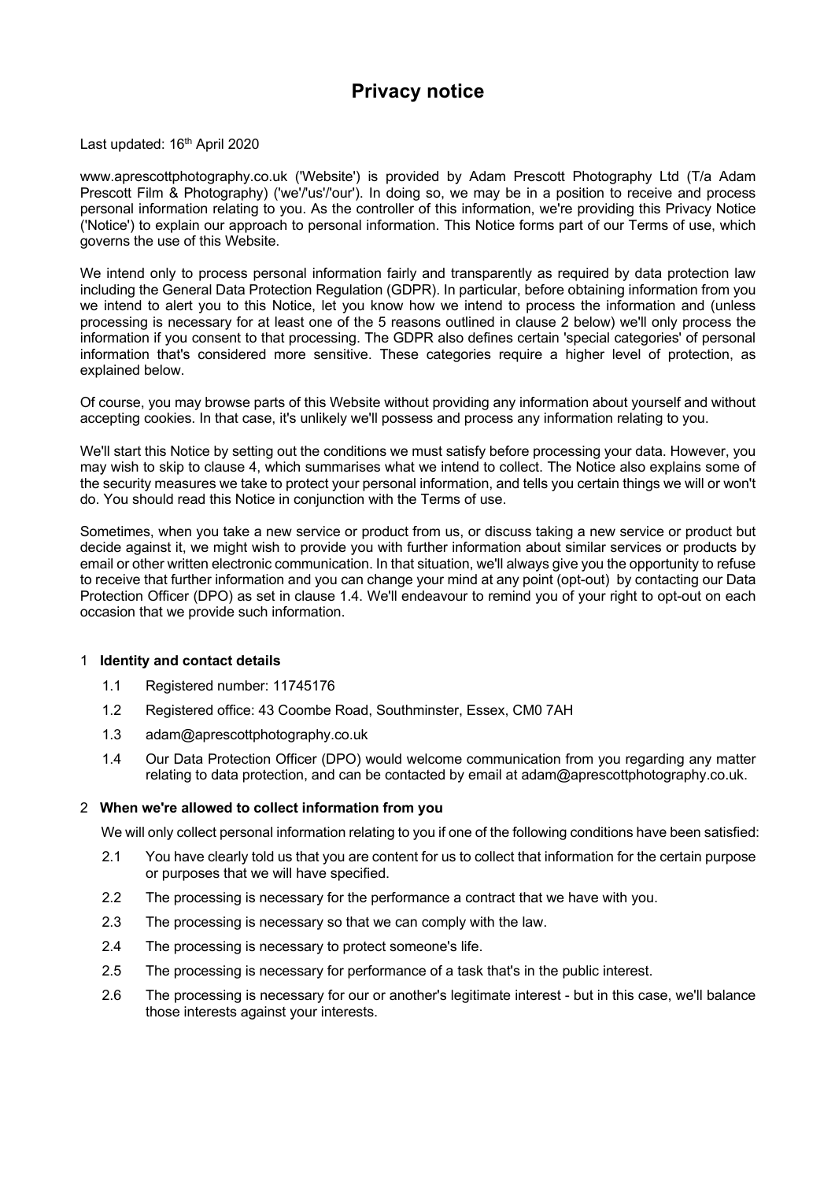# Privacy notice

Last updated: 16th April 2020

www.aprescottphotography.co.uk ('Website') is provided by Adam Prescott Photography Ltd (T/a Adam Prescott Film & Photography) ('we'/'us'/'our'). In doing so, we may be in a position to receive and process personal information relating to you. As the controller of this information, we're providing this Privacy Notice ('Notice') to explain our approach to personal information. This Notice forms part of our Terms of use, which governs the use of this Website.

We intend only to process personal information fairly and transparently as required by data protection law including the General Data Protection Regulation (GDPR). In particular, before obtaining information from you we intend to alert you to this Notice, let you know how we intend to process the information and (unless processing is necessary for at least one of the 5 reasons outlined in clause 2 below) we'll only process the information if you consent to that processing. The GDPR also defines certain 'special categories' of personal information that's considered more sensitive. These categories require a higher level of protection, as explained below.

Of course, you may browse parts of this Website without providing any information about yourself and without accepting cookies. In that case, it's unlikely we'll possess and process any information relating to you.

We'll start this Notice by setting out the conditions we must satisfy before processing your data. However, you may wish to skip to clause 4, which summarises what we intend to collect. The Notice also explains some of the security measures we take to protect your personal information, and tells you certain things we will or won't do. You should read this Notice in conjunction with the Terms of use.

Sometimes, when you take a new service or product from us, or discuss taking a new service or product but decide against it, we might wish to provide you with further information about similar services or products by email or other written electronic communication. In that situation, we'll always give you the opportunity to refuse to receive that further information and you can change your mind at any point (opt-out) by contacting our Data Protection Officer (DPO) as set in clause 1.4. We'll endeavour to remind you of your right to opt-out on each occasion that we provide such information.

## 1 Identity and contact details

1.1 Registered number: 11745176

1.2 Registered office: 43 Coombe Road, Southminster, Essex, CM0 7AH

1.3 adam@aprescottphotography.co.uk

1.4 Our Data Protection Officer (DPO) would welcome communication from you regarding any matter relating to data protection, and can be contacted by email at adam@aprescottphotography.co.uk.

## 2 When we're allowed to collect information from you

We will only collect personal information relating to you if one of the following conditions have been satisfied:

2.1 You have clearly told us that you are content for us to collect that information for the certain purpose or purposes that we will have specified.

2.2 The processing is necessary for the performance a contract that we have with you.

2.3 The processing is necessary so that we can comply with the law.

2.4 The processing is necessary to protect someone's life.

2.5 The processing is necessary for performance of a task that's in the public interest.

2.6 The processing is necessary for our or another's legitimate interest - but in this case, we'll balance those interests against your interests.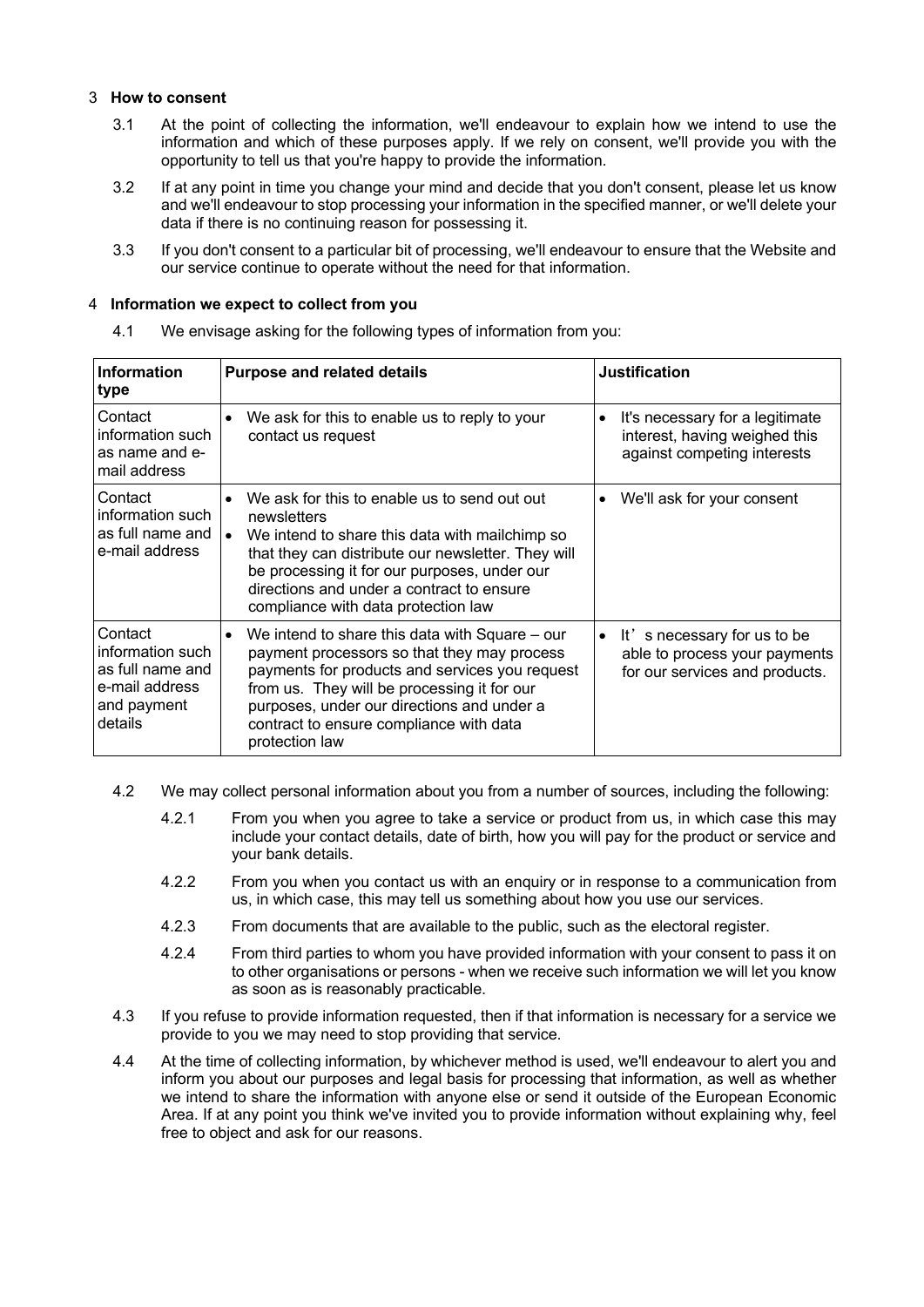## 3 **How to consent**

3.1 At the point of collecting the information, we'll endeavour to explain how we intend to use the information and which of these purposes apply. If we rely on consent, we'll provide you with the opportunity to tell us that you're happy to provide the information.

3.2 If at any point in time you change your mind and decide that you don't consent, please let us know and we'll endeavour to stop processing your information in the specified manner, or we'll delete your data if there is no continuing reason for possessing it.

3.3 If you don't consent to a particular bit of processing, we'll endeavour to ensure that the Website and our service continue to operate without the need for that information.

## 4 **Information we expect to collect from you**

4.1 We envisage asking for the following types of information from you:

| **Information type** | **Purpose and related details** | **Justification** |
|---|---|---|
| Contact information such as name and e-mail address | • We ask for this to enable us to reply to your contact us request | • It's necessary for a legitimate interest, having weighed this against competing interests |
| Contact information such as full name and e-mail address | • We ask for this to enable us to send out out newsletters<br>• We intend to share this data with mailchimp so that they can distribute our newsletter. They will be processing it for our purposes, under our directions and under a contract to ensure compliance with data protection law | • We'll ask for your consent |
| Contact information such as full name and e-mail address and payment details | • We intend to share this data with Square – our payment processors so that they may process payments for products and services you request from us. They will be processing it for our purposes, under our directions and under a contract to ensure compliance with data protection law | • It's necessary for us to be able to process your payments for our services and products. |

4.2 We may collect personal information about you from a number of sources, including the following:

4.2.1 From you when you agree to take a service or product from us, in which case this may include your contact details, date of birth, how you will pay for the product or service and your bank details.

4.2.2 From you when you contact us with an enquiry or in response to a communication from us, in which case, this may tell us something about how you use our services.

4.2.3 From documents that are available to the public, such as the electoral register.

4.2.4 From third parties to whom you have provided information with your consent to pass it on to other organisations or persons - when we receive such information we will let you know as soon as is reasonably practicable.

4.3 If you refuse to provide information requested, then if that information is necessary for a service we provide to you we may need to stop providing that service.

4.4 At the time of collecting information, by whichever method is used, we'll endeavour to alert you and inform you about our purposes and legal basis for processing that information, as well as whether we intend to share the information with anyone else or send it outside of the European Economic Area. If at any point you think we've invited you to provide information without explaining why, feel free to object and ask for our reasons.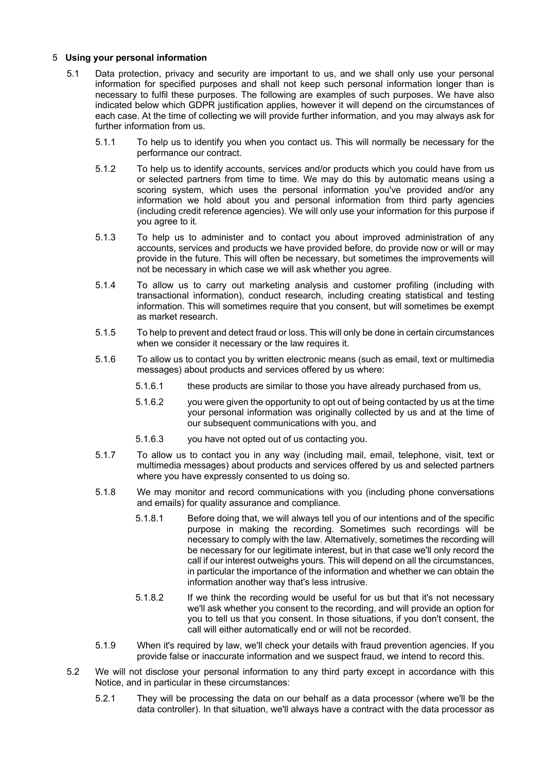## 5 **Using your personal information**

5.1 Data protection, privacy and security are important to us, and we shall only use your personal information for specified purposes and shall not keep such personal information longer than is necessary to fulfil these purposes. The following are examples of such purposes. We have also indicated below which GDPR justification applies, however it will depend on the circumstances of each case. At the time of collecting we will provide further information, and you may always ask for further information from us.

5.1.1 To help us to identify you when you contact us. This will normally be necessary for the performance our contract.

5.1.2 To help us to identify accounts, services and/or products which you could have from us or selected partners from time to time. We may do this by automatic means using a scoring system, which uses the personal information you've provided and/or any information we hold about you and personal information from third party agencies (including credit reference agencies). We will only use your information for this purpose if you agree to it.

5.1.3 To help us to administer and to contact you about improved administration of any accounts, services and products we have provided before, do provide now or will or may provide in the future. This will often be necessary, but sometimes the improvements will not be necessary in which case we will ask whether you agree.

5.1.4 To allow us to carry out marketing analysis and customer profiling (including with transactional information), conduct research, including creating statistical and testing information. This will sometimes require that you consent, but will sometimes be exempt as market research.

5.1.5 To help to prevent and detect fraud or loss. This will only be done in certain circumstances when we consider it necessary or the law requires it.

5.1.6 To allow us to contact you by written electronic means (such as email, text or multimedia messages) about products and services offered by us where:

5.1.6.1 these products are similar to those you have already purchased from us,

5.1.6.2 you were given the opportunity to opt out of being contacted by us at the time your personal information was originally collected by us and at the time of our subsequent communications with you, and

5.1.6.3 you have not opted out of us contacting you.

5.1.7 To allow us to contact you in any way (including mail, email, telephone, visit, text or multimedia messages) about products and services offered by us and selected partners where you have expressly consented to us doing so.

5.1.8 We may monitor and record communications with you (including phone conversations and emails) for quality assurance and compliance.

5.1.8.1 Before doing that, we will always tell you of our intentions and of the specific purpose in making the recording. Sometimes such recordings will be necessary to comply with the law. Alternatively, sometimes the recording will be necessary for our legitimate interest, but in that case we'll only record the call if our interest outweighs yours. This will depend on all the circumstances, in particular the importance of the information and whether we can obtain the information another way that's less intrusive.

5.1.8.2 If we think the recording would be useful for us but that it's not necessary we'll ask whether you consent to the recording, and will provide an option for you to tell us that you consent. In those situations, if you don't consent, the call will either automatically end or will not be recorded.

5.1.9 When it's required by law, we'll check your details with fraud prevention agencies. If you provide false or inaccurate information and we suspect fraud, we intend to record this.

5.2 We will not disclose your personal information to any third party except in accordance with this Notice, and in particular in these circumstances:

5.2.1 They will be processing the data on our behalf as a data processor (where we'll be the data controller). In that situation, we'll always have a contract with the data processor as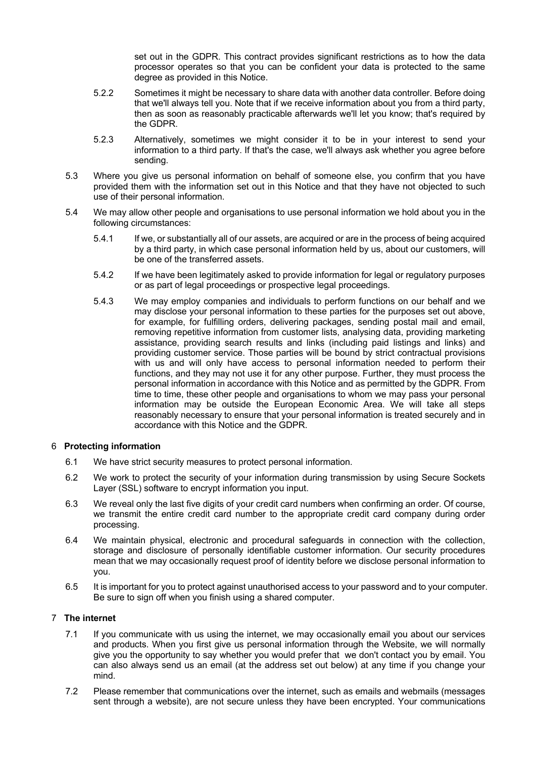set out in the GDPR. This contract provides significant restrictions as to how the data processor operates so that you can be confident your data is protected to the same degree as provided in this Notice.

5.2.2 Sometimes it might be necessary to share data with another data controller. Before doing that we'll always tell you. Note that if we receive information about you from a third party, then as soon as reasonably practicable afterwards we'll let you know; that's required by the GDPR.

5.2.3 Alternatively, sometimes we might consider it to be in your interest to send your information to a third party. If that's the case, we'll always ask whether you agree before sending.

5.3 Where you give us personal information on behalf of someone else, you confirm that you have provided them with the information set out in this Notice and that they have not objected to such use of their personal information.

5.4 We may allow other people and organisations to use personal information we hold about you in the following circumstances:

5.4.1 If we, or substantially all of our assets, are acquired or are in the process of being acquired by a third party, in which case personal information held by us, about our customers, will be one of the transferred assets.

5.4.2 If we have been legitimately asked to provide information for legal or regulatory purposes or as part of legal proceedings or prospective legal proceedings.

5.4.3 We may employ companies and individuals to perform functions on our behalf and we may disclose your personal information to these parties for the purposes set out above, for example, for fulfilling orders, delivering packages, sending postal mail and email, removing repetitive information from customer lists, analysing data, providing marketing assistance, providing search results and links (including paid listings and links) and providing customer service. Those parties will be bound by strict contractual provisions with us and will only have access to personal information needed to perform their functions, and they may not use it for any other purpose. Further, they must process the personal information in accordance with this Notice and as permitted by the GDPR. From time to time, these other people and organisations to whom we may pass your personal information may be outside the European Economic Area. We will take all steps reasonably necessary to ensure that your personal information is treated securely and in accordance with this Notice and the GDPR.

## 6 Protecting information

6.1 We have strict security measures to protect personal information.

6.2 We work to protect the security of your information during transmission by using Secure Sockets Layer (SSL) software to encrypt information you input.

6.3 We reveal only the last five digits of your credit card numbers when confirming an order. Of course, we transmit the entire credit card number to the appropriate credit card company during order processing.

6.4 We maintain physical, electronic and procedural safeguards in connection with the collection, storage and disclosure of personally identifiable customer information. Our security procedures mean that we may occasionally request proof of identity before we disclose personal information to you.

6.5 It is important for you to protect against unauthorised access to your password and to your computer. Be sure to sign off when you finish using a shared computer.

## 7 The internet

7.1 If you communicate with us using the internet, we may occasionally email you about our services and products. When you first give us personal information through the Website, we will normally give you the opportunity to say whether you would prefer that we don't contact you by email. You can also always send us an email (at the address set out below) at any time if you change your mind.

7.2 Please remember that communications over the internet, such as emails and webmails (messages sent through a website), are not secure unless they have been encrypted. Your communications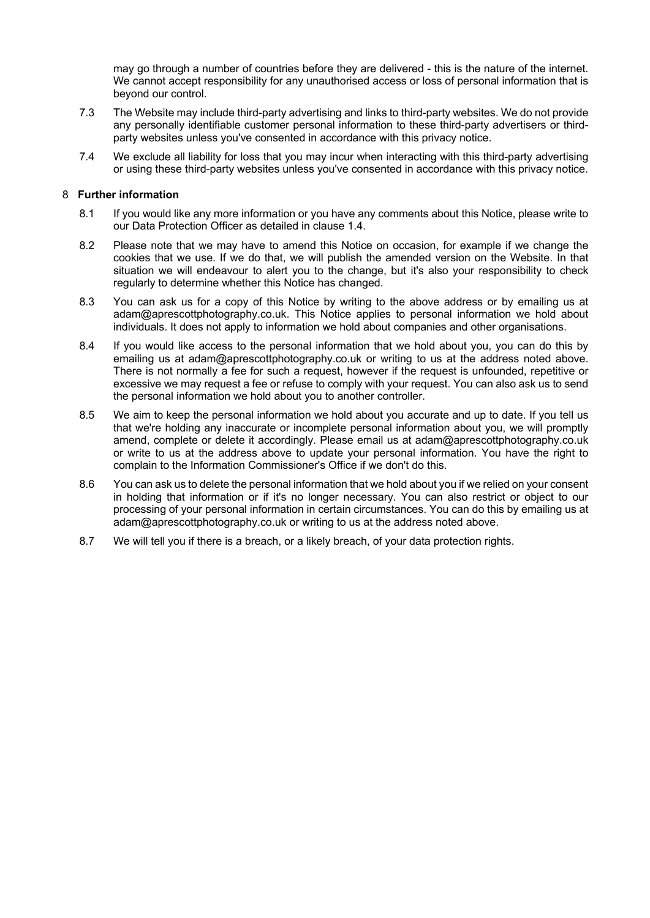may go through a number of countries before they are delivered - this is the nature of the internet. We cannot accept responsibility for any unauthorised access or loss of personal information that is beyond our control.

7.3 The Website may include third-party advertising and links to third-party websites. We do not provide any personally identifiable customer personal information to these third-party advertisers or third-party websites unless you've consented in accordance with this privacy notice.

7.4 We exclude all liability for loss that you may incur when interacting with this third-party advertising or using these third-party websites unless you've consented in accordance with this privacy notice.

## 8 Further information

8.1 If you would like any more information or you have any comments about this Notice, please write to our Data Protection Officer as detailed in clause 1.4.

8.2 Please note that we may have to amend this Notice on occasion, for example if we change the cookies that we use. If we do that, we will publish the amended version on the Website. In that situation we will endeavour to alert you to the change, but it's also your responsibility to check regularly to determine whether this Notice has changed.

8.3 You can ask us for a copy of this Notice by writing to the above address or by emailing us at adam@aprescottphotography.co.uk. This Notice applies to personal information we hold about individuals. It does not apply to information we hold about companies and other organisations.

8.4 If you would like access to the personal information that we hold about you, you can do this by emailing us at adam@aprescottphotography.co.uk or writing to us at the address noted above. There is not normally a fee for such a request, however if the request is unfounded, repetitive or excessive we may request a fee or refuse to comply with your request. You can also ask us to send the personal information we hold about you to another controller.

8.5 We aim to keep the personal information we hold about you accurate and up to date. If you tell us that we're holding any inaccurate or incomplete personal information about you, we will promptly amend, complete or delete it accordingly. Please email us at adam@aprescottphotography.co.uk or write to us at the address above to update your personal information. You have the right to complain to the Information Commissioner's Office if we don't do this.

8.6 You can ask us to delete the personal information that we hold about you if we relied on your consent in holding that information or if it's no longer necessary. You can also restrict or object to our processing of your personal information in certain circumstances. You can do this by emailing us at adam@aprescottphotography.co.uk or writing to us at the address noted above.

8.7 We will tell you if there is a breach, or a likely breach, of your data protection rights.